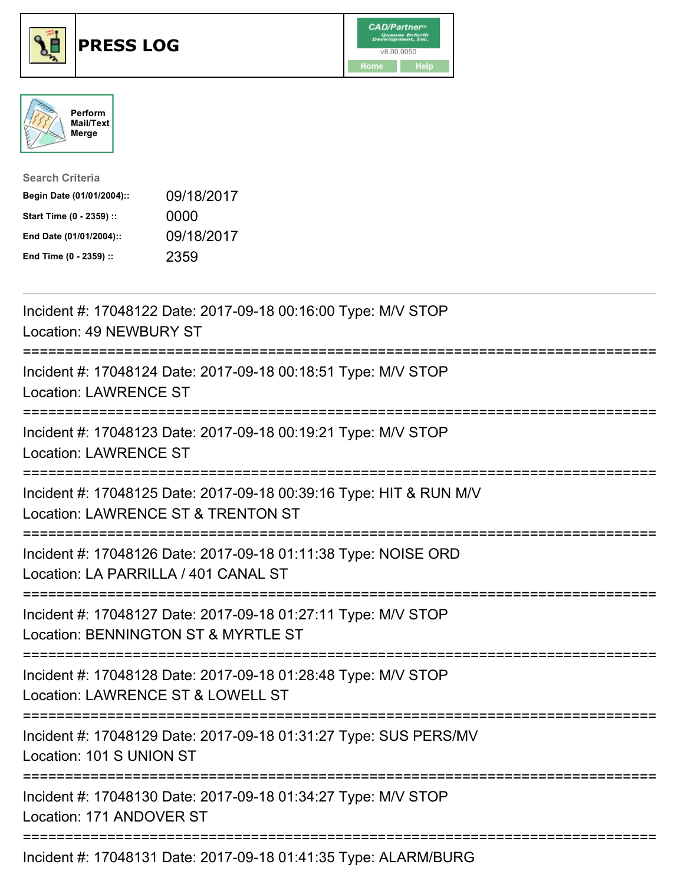# PRESS LOG

CAD/Partner™
v8.00.0050

Home | Help

Perform Mail/Text Merge

**Search Criteria**

| | |
|---|---|
| **Begin Date (01/01/2004)::** | 09/18/2017 |
| **Start Time (0 - 2359) ::** | 0000 |
| **End Date (01/01/2004)::** | 09/18/2017 |
| **End Time (0 - 2359) ::** | 2359 |

---

Incident #: 17048122 Date: 2017-09-18 00:16:00 Type: M/V STOP
Location: 49 NEWBURY ST

===========================================================================

Incident #: 17048124 Date: 2017-09-18 00:18:51 Type: M/V STOP
Location: LAWRENCE ST

===========================================================================

Incident #: 17048123 Date: 2017-09-18 00:19:21 Type: M/V STOP
Location: LAWRENCE ST

===========================================================================

Incident #: 17048125 Date: 2017-09-18 00:39:16 Type: HIT & RUN M/V
Location: LAWRENCE ST & TRENTON ST

===========================================================================

Incident #: 17048126 Date: 2017-09-18 01:11:38 Type: NOISE ORD
Location: LA PARRILLA / 401 CANAL ST

===========================================================================

Incident #: 17048127 Date: 2017-09-18 01:27:11 Type: M/V STOP
Location: BENNINGTON ST & MYRTLE ST

===========================================================================

Incident #: 17048128 Date: 2017-09-18 01:28:48 Type: M/V STOP
Location: LAWRENCE ST & LOWELL ST

===========================================================================

Incident #: 17048129 Date: 2017-09-18 01:31:27 Type: SUS PERS/MV
Location: 101 S UNION ST

===========================================================================

Incident #: 17048130 Date: 2017-09-18 01:34:27 Type: M/V STOP
Location: 171 ANDOVER ST

===========================================================================

Incident #: 17048131 Date: 2017-09-18 01:41:35 Type: ALARM/BURG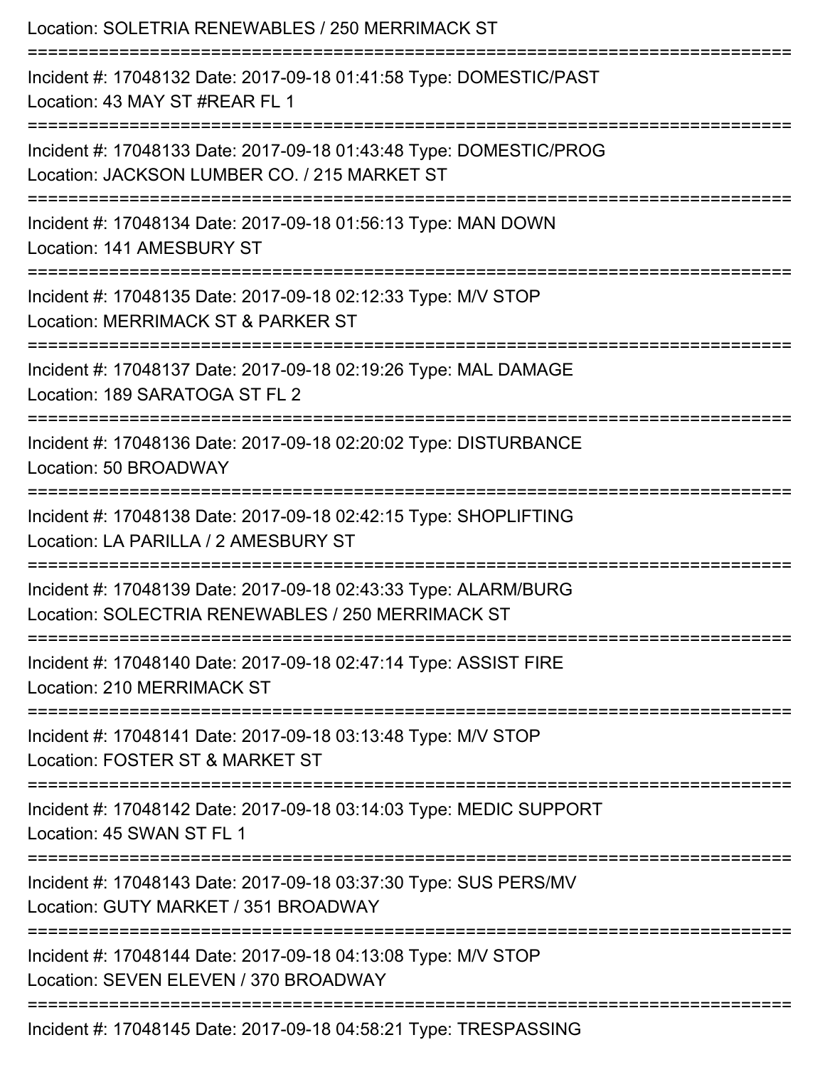Location: SOLETRIA RENEWABLES / 250 MERRIMACK ST

===========================================================================

Incident #: 17048132 Date: 2017-09-18 01:41:58 Type: DOMESTIC/PAST
Location: 43 MAY ST #REAR FL 1

===========================================================================

Incident #: 17048133 Date: 2017-09-18 01:43:48 Type: DOMESTIC/PROG
Location: JACKSON LUMBER CO. / 215 MARKET ST

===========================================================================

Incident #: 17048134 Date: 2017-09-18 01:56:13 Type: MAN DOWN
Location: 141 AMESBURY ST

===========================================================================

Incident #: 17048135 Date: 2017-09-18 02:12:33 Type: M/V STOP
Location: MERRIMACK ST & PARKER ST

===========================================================================

Incident #: 17048137 Date: 2017-09-18 02:19:26 Type: MAL DAMAGE
Location: 189 SARATOGA ST FL 2

===========================================================================

Incident #: 17048136 Date: 2017-09-18 02:20:02 Type: DISTURBANCE
Location: 50 BROADWAY

===========================================================================

Incident #: 17048138 Date: 2017-09-18 02:42:15 Type: SHOPLIFTING
Location: LA PARILLA / 2 AMESBURY ST

===========================================================================

Incident #: 17048139 Date: 2017-09-18 02:43:33 Type: ALARM/BURG
Location: SOLECTRIA RENEWABLES / 250 MERRIMACK ST

===========================================================================

Incident #: 17048140 Date: 2017-09-18 02:47:14 Type: ASSIST FIRE
Location: 210 MERRIMACK ST

===========================================================================

Incident #: 17048141 Date: 2017-09-18 03:13:48 Type: M/V STOP
Location: FOSTER ST & MARKET ST

===========================================================================

Incident #: 17048142 Date: 2017-09-18 03:14:03 Type: MEDIC SUPPORT
Location: 45 SWAN ST FL 1

===========================================================================

Incident #: 17048143 Date: 2017-09-18 03:37:30 Type: SUS PERS/MV
Location: GUTY MARKET / 351 BROADWAY

===========================================================================

Incident #: 17048144 Date: 2017-09-18 04:13:08 Type: M/V STOP
Location: SEVEN ELEVEN / 370 BROADWAY

===========================================================================

Incident #: 17048145 Date: 2017-09-18 04:58:21 Type: TRESPASSING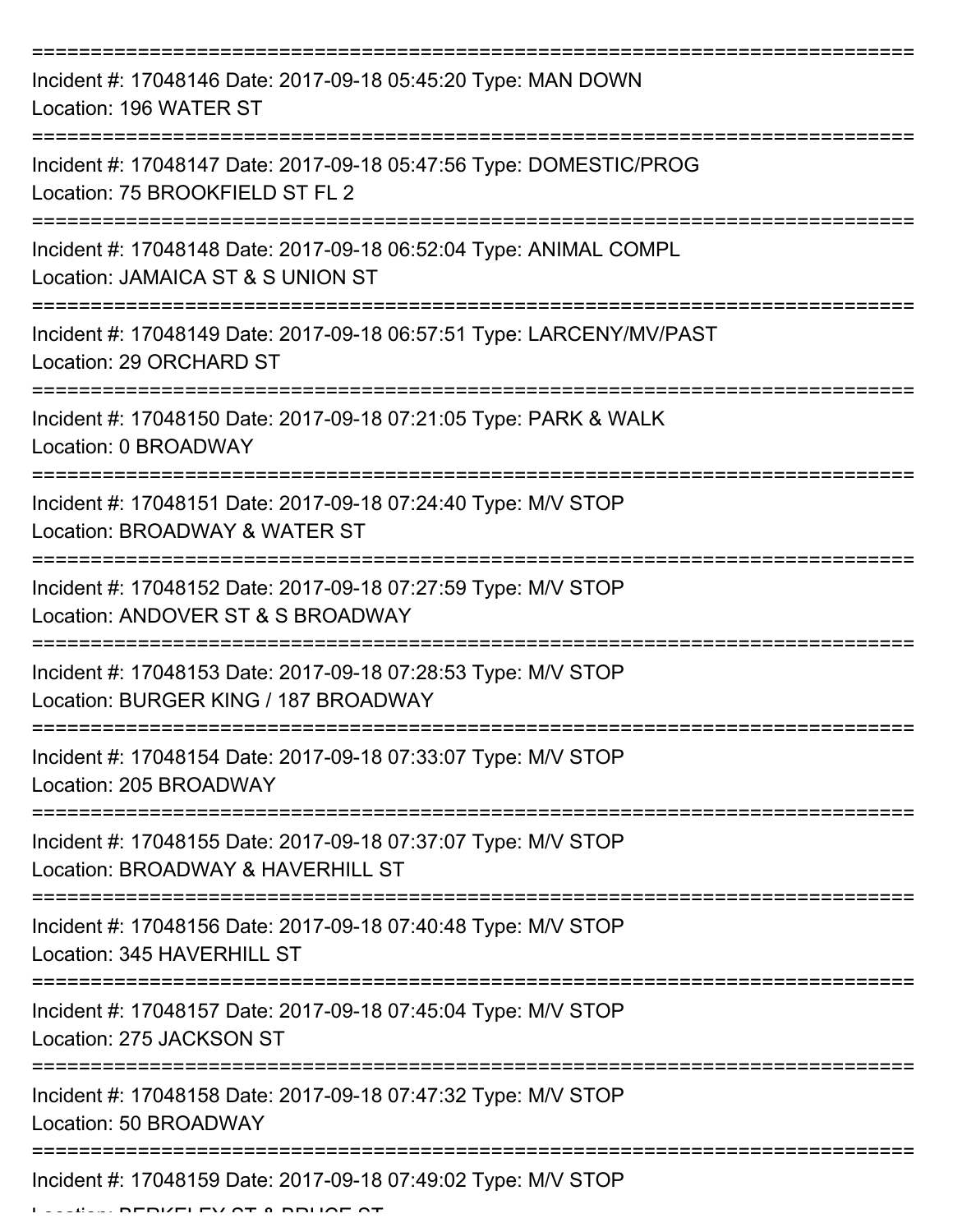===========================================================================

Incident #: 17048146 Date: 2017-09-18 05:45:20 Type: MAN DOWN
Location: 196 WATER ST

===========================================================================

Incident #: 17048147 Date: 2017-09-18 05:47:56 Type: DOMESTIC/PROG
Location: 75 BROOKFIELD ST FL 2

===========================================================================

Incident #: 17048148 Date: 2017-09-18 06:52:04 Type: ANIMAL COMPL
Location: JAMAICA ST & S UNION ST

===========================================================================

Incident #: 17048149 Date: 2017-09-18 06:57:51 Type: LARCENY/MV/PAST
Location: 29 ORCHARD ST

===========================================================================

Incident #: 17048150 Date: 2017-09-18 07:21:05 Type: PARK & WALK
Location: 0 BROADWAY

===========================================================================

Incident #: 17048151 Date: 2017-09-18 07:24:40 Type: M/V STOP
Location: BROADWAY & WATER ST

===========================================================================

Incident #: 17048152 Date: 2017-09-18 07:27:59 Type: M/V STOP
Location: ANDOVER ST & S BROADWAY

===========================================================================

Incident #: 17048153 Date: 2017-09-18 07:28:53 Type: M/V STOP
Location: BURGER KING / 187 BROADWAY

===========================================================================

Incident #: 17048154 Date: 2017-09-18 07:33:07 Type: M/V STOP
Location: 205 BROADWAY

===========================================================================

Incident #: 17048155 Date: 2017-09-18 07:37:07 Type: M/V STOP
Location: BROADWAY & HAVERHILL ST

===========================================================================

Incident #: 17048156 Date: 2017-09-18 07:40:48 Type: M/V STOP
Location: 345 HAVERHILL ST

===========================================================================

Incident #: 17048157 Date: 2017-09-18 07:45:04 Type: M/V STOP
Location: 275 JACKSON ST

===========================================================================

Incident #: 17048158 Date: 2017-09-18 07:47:32 Type: M/V STOP
Location: 50 BROADWAY

===========================================================================

Incident #: 17048159 Date: 2017-09-18 07:49:02 Type: M/V STOP
Location: BERKELEY ST & BRUCE ST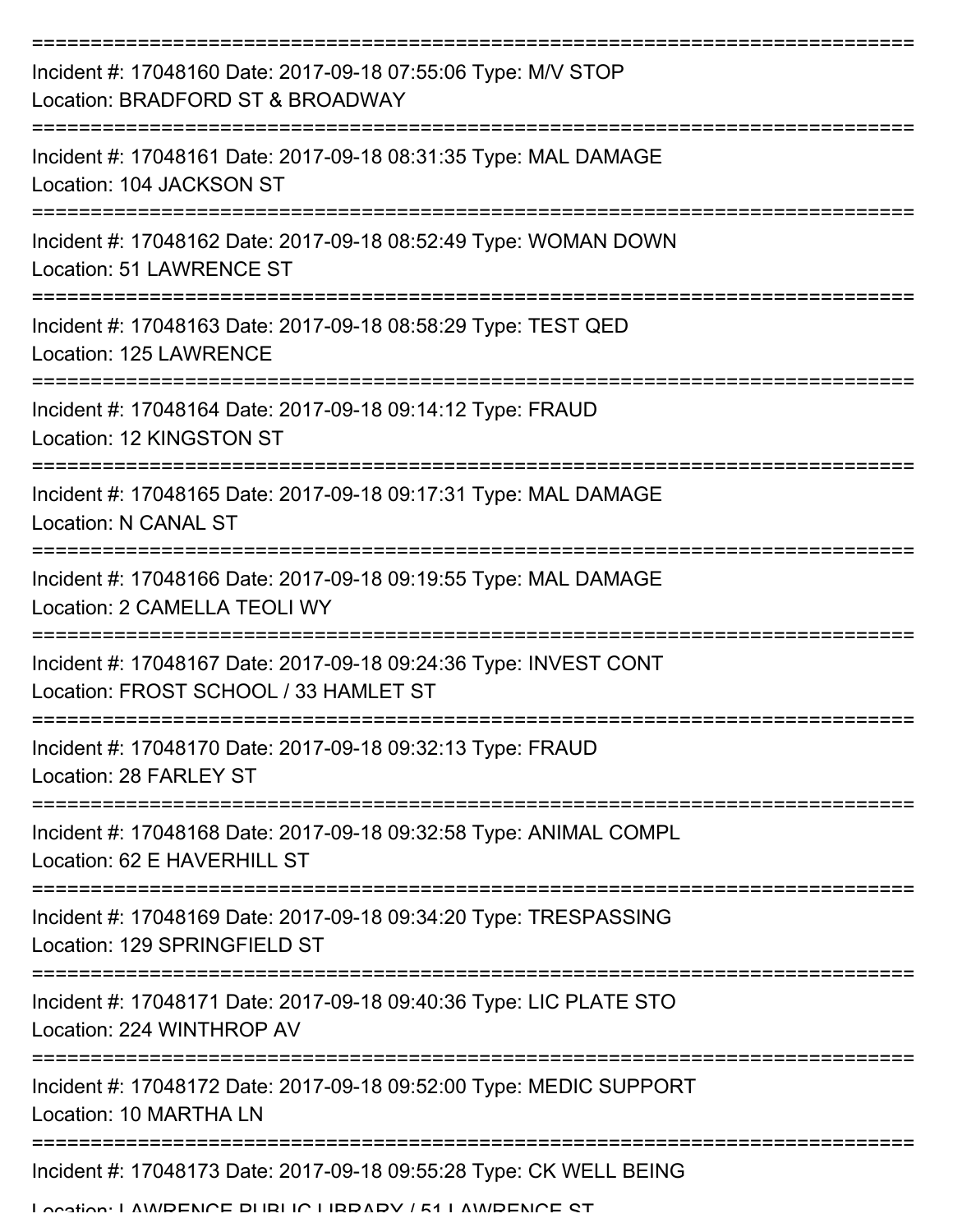===========================================================================

Incident #: 17048160 Date: 2017-09-18 07:55:06 Type: M/V STOP

Location: BRADFORD ST & BROADWAY

===========================================================================

Incident #: 17048161 Date: 2017-09-18 08:31:35 Type: MAL DAMAGE

Location: 104 JACKSON ST

===========================================================================

Incident #: 17048162 Date: 2017-09-18 08:52:49 Type: WOMAN DOWN

Location: 51 LAWRENCE ST

===========================================================================

Incident #: 17048163 Date: 2017-09-18 08:58:29 Type: TEST QED

Location: 125 LAWRENCE

===========================================================================

Incident #: 17048164 Date: 2017-09-18 09:14:12 Type: FRAUD

Location: 12 KINGSTON ST

===========================================================================

Incident #: 17048165 Date: 2017-09-18 09:17:31 Type: MAL DAMAGE

Location: N CANAL ST

===========================================================================

Incident #: 17048166 Date: 2017-09-18 09:19:55 Type: MAL DAMAGE

Location: 2 CAMELLA TEOLI WY

===========================================================================

Incident #: 17048167 Date: 2017-09-18 09:24:36 Type: INVEST CONT

Location: FROST SCHOOL / 33 HAMLET ST

===========================================================================

Incident #: 17048170 Date: 2017-09-18 09:32:13 Type: FRAUD

Location: 28 FARLEY ST

===========================================================================

Incident #: 17048168 Date: 2017-09-18 09:32:58 Type: ANIMAL COMPL

Location: 62 E HAVERHILL ST

===========================================================================

Incident #: 17048169 Date: 2017-09-18 09:34:20 Type: TRESPASSING

Location: 129 SPRINGFIELD ST

===========================================================================

Incident #: 17048171 Date: 2017-09-18 09:40:36 Type: LIC PLATE STO

Location: 224 WINTHROP AV

===========================================================================

Incident #: 17048172 Date: 2017-09-18 09:52:00 Type: MEDIC SUPPORT

Location: 10 MARTHA LN

===========================================================================

Incident #: 17048173 Date: 2017-09-18 09:55:28 Type: CK WELL BEING

Location: LAWRENCE PUBLIC LIBRARY / 51 LAWRENCE ST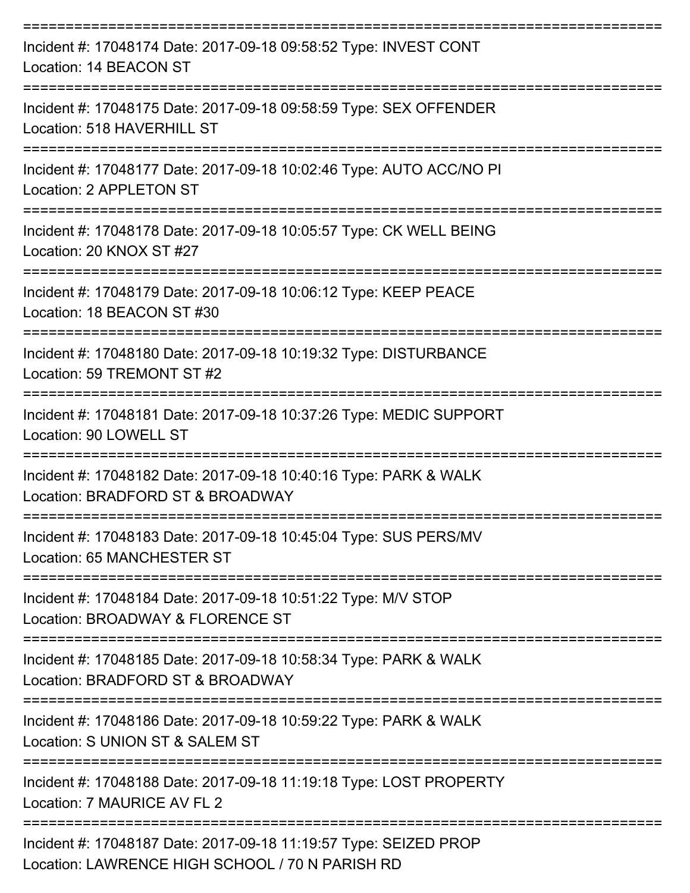===========================================================================

Incident #: 17048174 Date: 2017-09-18 09:58:52 Type: INVEST CONT
Location: 14 BEACON ST

===========================================================================

Incident #: 17048175 Date: 2017-09-18 09:58:59 Type: SEX OFFENDER
Location: 518 HAVERHILL ST

===========================================================================

Incident #: 17048177 Date: 2017-09-18 10:02:46 Type: AUTO ACC/NO PI
Location: 2 APPLETON ST

===========================================================================

Incident #: 17048178 Date: 2017-09-18 10:05:57 Type: CK WELL BEING
Location: 20 KNOX ST #27

===========================================================================

Incident #: 17048179 Date: 2017-09-18 10:06:12 Type: KEEP PEACE
Location: 18 BEACON ST #30

===========================================================================

Incident #: 17048180 Date: 2017-09-18 10:19:32 Type: DISTURBANCE
Location: 59 TREMONT ST #2

===========================================================================

Incident #: 17048181 Date: 2017-09-18 10:37:26 Type: MEDIC SUPPORT
Location: 90 LOWELL ST

===========================================================================

Incident #: 17048182 Date: 2017-09-18 10:40:16 Type: PARK & WALK
Location: BRADFORD ST & BROADWAY

===========================================================================

Incident #: 17048183 Date: 2017-09-18 10:45:04 Type: SUS PERS/MV
Location: 65 MANCHESTER ST

===========================================================================

Incident #: 17048184 Date: 2017-09-18 10:51:22 Type: M/V STOP
Location: BROADWAY & FLORENCE ST

===========================================================================

Incident #: 17048185 Date: 2017-09-18 10:58:34 Type: PARK & WALK
Location: BRADFORD ST & BROADWAY

===========================================================================

Incident #: 17048186 Date: 2017-09-18 10:59:22 Type: PARK & WALK
Location: S UNION ST & SALEM ST

===========================================================================

Incident #: 17048188 Date: 2017-09-18 11:19:18 Type: LOST PROPERTY
Location: 7 MAURICE AV FL 2

===========================================================================

Incident #: 17048187 Date: 2017-09-18 11:19:57 Type: SEIZED PROP
Location: LAWRENCE HIGH SCHOOL / 70 N PARISH RD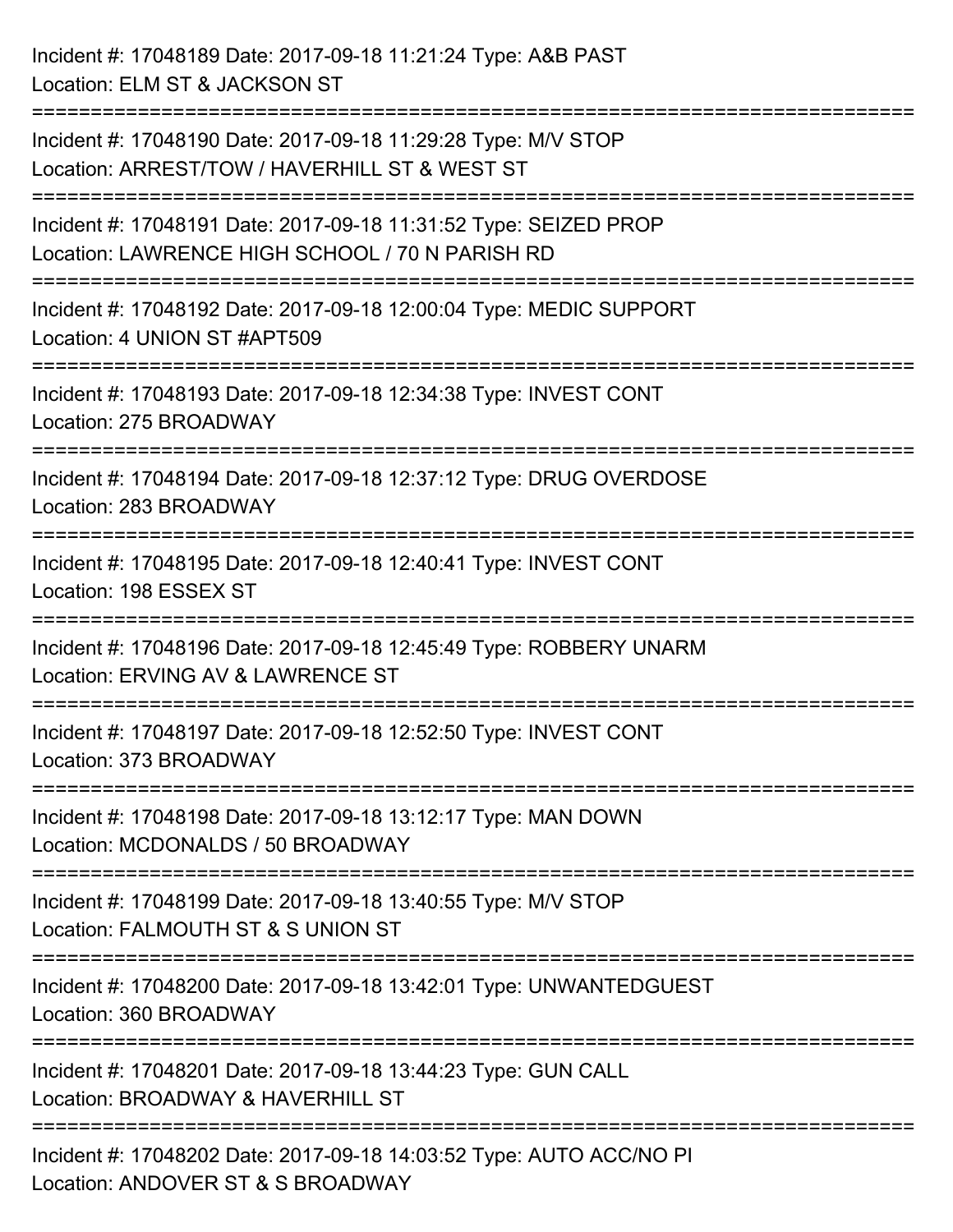Incident #: 17048189 Date: 2017-09-18 11:21:24 Type: A&B PAST
Location: ELM ST & JACKSON ST

===========================================================================

Incident #: 17048190 Date: 2017-09-18 11:29:28 Type: M/V STOP
Location: ARREST/TOW / HAVERHILL ST & WEST ST

===========================================================================

Incident #: 17048191 Date: 2017-09-18 11:31:52 Type: SEIZED PROP
Location: LAWRENCE HIGH SCHOOL / 70 N PARISH RD

===========================================================================

Incident #: 17048192 Date: 2017-09-18 12:00:04 Type: MEDIC SUPPORT
Location: 4 UNION ST #APT509

===========================================================================

Incident #: 17048193 Date: 2017-09-18 12:34:38 Type: INVEST CONT
Location: 275 BROADWAY

===========================================================================

Incident #: 17048194 Date: 2017-09-18 12:37:12 Type: DRUG OVERDOSE
Location: 283 BROADWAY

===========================================================================

Incident #: 17048195 Date: 2017-09-18 12:40:41 Type: INVEST CONT
Location: 198 ESSEX ST

===========================================================================

Incident #: 17048196 Date: 2017-09-18 12:45:49 Type: ROBBERY UNARM
Location: ERVING AV & LAWRENCE ST

===========================================================================

Incident #: 17048197 Date: 2017-09-18 12:52:50 Type: INVEST CONT
Location: 373 BROADWAY

===========================================================================

Incident #: 17048198 Date: 2017-09-18 13:12:17 Type: MAN DOWN
Location: MCDONALDS / 50 BROADWAY

===========================================================================

Incident #: 17048199 Date: 2017-09-18 13:40:55 Type: M/V STOP
Location: FALMOUTH ST & S UNION ST

===========================================================================

Incident #: 17048200 Date: 2017-09-18 13:42:01 Type: UNWANTEDGUEST
Location: 360 BROADWAY

===========================================================================

Incident #: 17048201 Date: 2017-09-18 13:44:23 Type: GUN CALL
Location: BROADWAY & HAVERHILL ST

===========================================================================

Incident #: 17048202 Date: 2017-09-18 14:03:52 Type: AUTO ACC/NO PI
Location: ANDOVER ST & S BROADWAY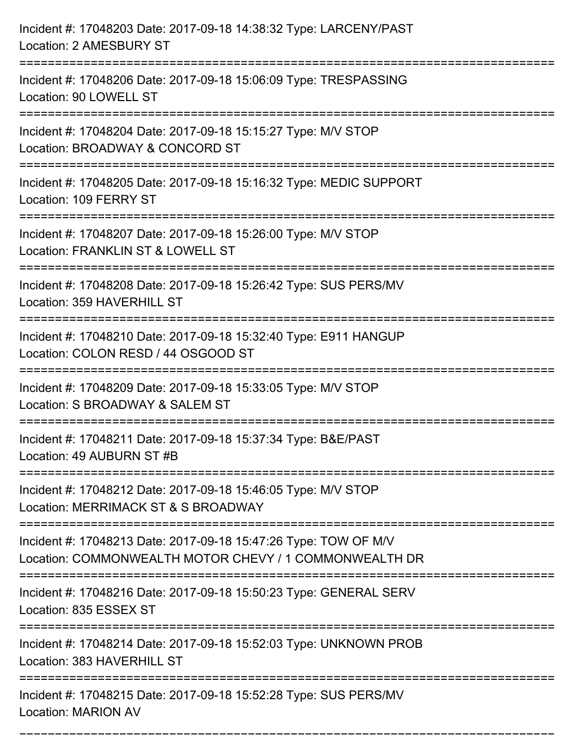Incident #: 17048203 Date: 2017-09-18 14:38:32 Type: LARCENY/PAST
Location: 2 AMESBURY ST

===========================================================================

Incident #: 17048206 Date: 2017-09-18 15:06:09 Type: TRESPASSING
Location: 90 LOWELL ST

===========================================================================

Incident #: 17048204 Date: 2017-09-18 15:15:27 Type: M/V STOP
Location: BROADWAY & CONCORD ST

===========================================================================

Incident #: 17048205 Date: 2017-09-18 15:16:32 Type: MEDIC SUPPORT
Location: 109 FERRY ST

===========================================================================

Incident #: 17048207 Date: 2017-09-18 15:26:00 Type: M/V STOP
Location: FRANKLIN ST & LOWELL ST

===========================================================================

Incident #: 17048208 Date: 2017-09-18 15:26:42 Type: SUS PERS/MV
Location: 359 HAVERHILL ST

===========================================================================

Incident #: 17048210 Date: 2017-09-18 15:32:40 Type: E911 HANGUP
Location: COLON RESD / 44 OSGOOD ST

===========================================================================

Incident #: 17048209 Date: 2017-09-18 15:33:05 Type: M/V STOP
Location: S BROADWAY & SALEM ST

===========================================================================

Incident #: 17048211 Date: 2017-09-18 15:37:34 Type: B&E/PAST
Location: 49 AUBURN ST #B

===========================================================================

Incident #: 17048212 Date: 2017-09-18 15:46:05 Type: M/V STOP
Location: MERRIMACK ST & S BROADWAY

===========================================================================

Incident #: 17048213 Date: 2017-09-18 15:47:26 Type: TOW OF M/V
Location: COMMONWEALTH MOTOR CHEVY / 1 COMMONWEALTH DR

===========================================================================

Incident #: 17048216 Date: 2017-09-18 15:50:23 Type: GENERAL SERV
Location: 835 ESSEX ST

===========================================================================

Incident #: 17048214 Date: 2017-09-18 15:52:03 Type: UNKNOWN PROB
Location: 383 HAVERHILL ST

===========================================================================

Incident #: 17048215 Date: 2017-09-18 15:52:28 Type: SUS PERS/MV
Location: MARION AV

===========================================================================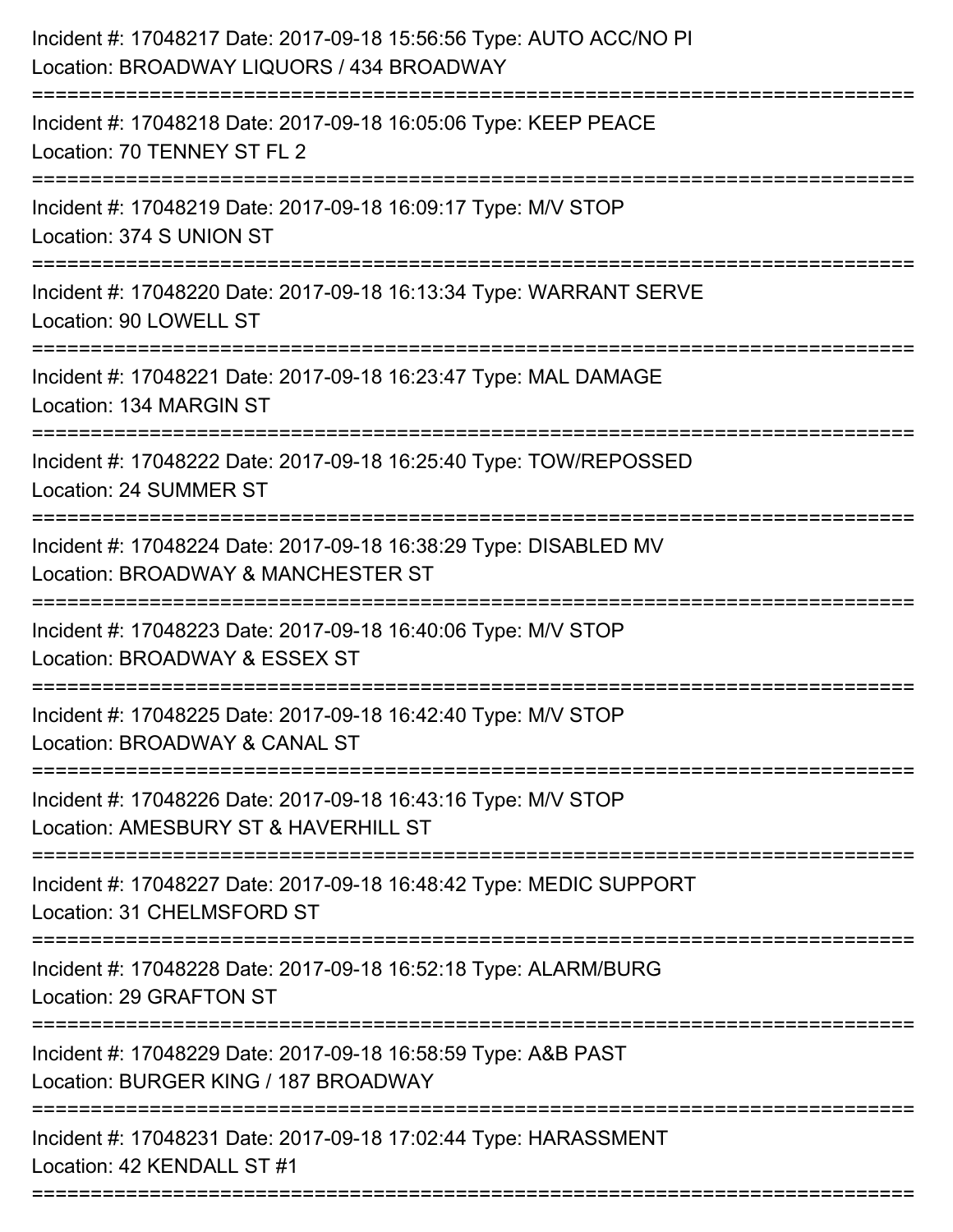Incident #: 17048217 Date: 2017-09-18 15:56:56 Type: AUTO ACC/NO PI
Location: BROADWAY LIQUORS / 434 BROADWAY

===========================================================================

Incident #: 17048218 Date: 2017-09-18 16:05:06 Type: KEEP PEACE
Location: 70 TENNEY ST FL 2

===========================================================================

Incident #: 17048219 Date: 2017-09-18 16:09:17 Type: M/V STOP
Location: 374 S UNION ST

===========================================================================

Incident #: 17048220 Date: 2017-09-18 16:13:34 Type: WARRANT SERVE
Location: 90 LOWELL ST

===========================================================================

Incident #: 17048221 Date: 2017-09-18 16:23:47 Type: MAL DAMAGE
Location: 134 MARGIN ST

===========================================================================

Incident #: 17048222 Date: 2017-09-18 16:25:40 Type: TOW/REPOSSED
Location: 24 SUMMER ST

===========================================================================

Incident #: 17048224 Date: 2017-09-18 16:38:29 Type: DISABLED MV
Location: BROADWAY & MANCHESTER ST

===========================================================================

Incident #: 17048223 Date: 2017-09-18 16:40:06 Type: M/V STOP
Location: BROADWAY & ESSEX ST

===========================================================================

Incident #: 17048225 Date: 2017-09-18 16:42:40 Type: M/V STOP
Location: BROADWAY & CANAL ST

===========================================================================

Incident #: 17048226 Date: 2017-09-18 16:43:16 Type: M/V STOP
Location: AMESBURY ST & HAVERHILL ST

===========================================================================

Incident #: 17048227 Date: 2017-09-18 16:48:42 Type: MEDIC SUPPORT
Location: 31 CHELMSFORD ST

===========================================================================

Incident #: 17048228 Date: 2017-09-18 16:52:18 Type: ALARM/BURG
Location: 29 GRAFTON ST

===========================================================================

Incident #: 17048229 Date: 2017-09-18 16:58:59 Type: A&B PAST
Location: BURGER KING / 187 BROADWAY

===========================================================================

Incident #: 17048231 Date: 2017-09-18 17:02:44 Type: HARASSMENT
Location: 42 KENDALL ST #1

===========================================================================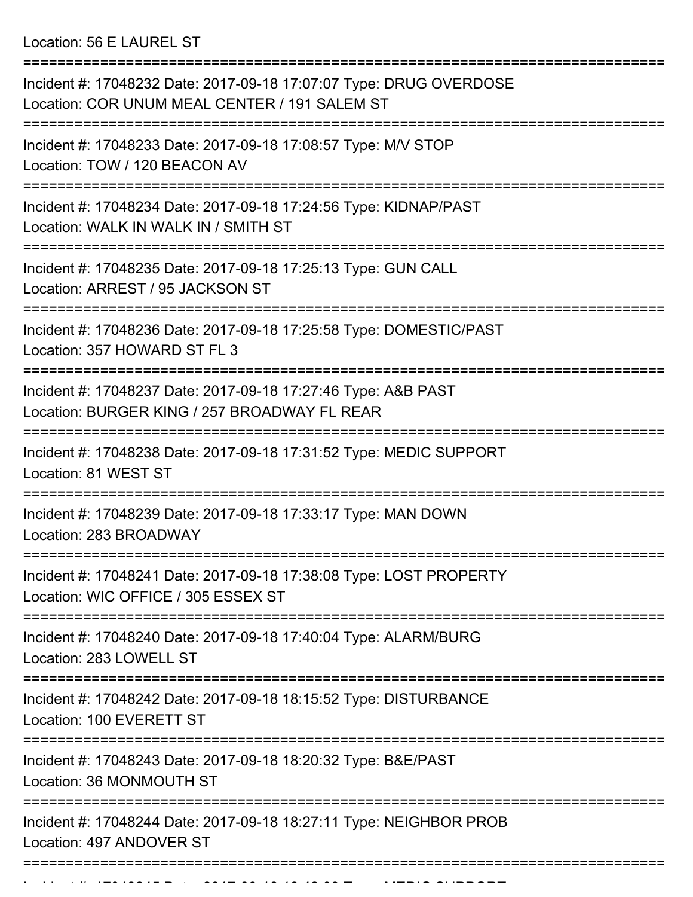Location: 56 E LAUREL ST

===========================================================================

Incident #: 17048232 Date: 2017-09-18 17:07:07 Type: DRUG OVERDOSE
Location: COR UNUM MEAL CENTER / 191 SALEM ST

===========================================================================

Incident #: 17048233 Date: 2017-09-18 17:08:57 Type: M/V STOP
Location: TOW / 120 BEACON AV

===========================================================================

Incident #: 17048234 Date: 2017-09-18 17:24:56 Type: KIDNAP/PAST
Location: WALK IN WALK IN / SMITH ST

===========================================================================

Incident #: 17048235 Date: 2017-09-18 17:25:13 Type: GUN CALL
Location: ARREST / 95 JACKSON ST

===========================================================================

Incident #: 17048236 Date: 2017-09-18 17:25:58 Type: DOMESTIC/PAST
Location: 357 HOWARD ST FL 3

===========================================================================

Incident #: 17048237 Date: 2017-09-18 17:27:46 Type: A&B PAST
Location: BURGER KING / 257 BROADWAY FL REAR

===========================================================================

Incident #: 17048238 Date: 2017-09-18 17:31:52 Type: MEDIC SUPPORT
Location: 81 WEST ST

===========================================================================

Incident #: 17048239 Date: 2017-09-18 17:33:17 Type: MAN DOWN
Location: 283 BROADWAY

===========================================================================

Incident #: 17048241 Date: 2017-09-18 17:38:08 Type: LOST PROPERTY
Location: WIC OFFICE / 305 ESSEX ST

===========================================================================

Incident #: 17048240 Date: 2017-09-18 17:40:04 Type: ALARM/BURG
Location: 283 LOWELL ST

===========================================================================

Incident #: 17048242 Date: 2017-09-18 18:15:52 Type: DISTURBANCE
Location: 100 EVERETT ST

===========================================================================

Incident #: 17048243 Date: 2017-09-18 18:20:32 Type: B&E/PAST
Location: 36 MONMOUTH ST

===========================================================================

Incident #: 17048244 Date: 2017-09-18 18:27:11 Type: NEIGHBOR PROB
Location: 497 ANDOVER ST

===========================================================================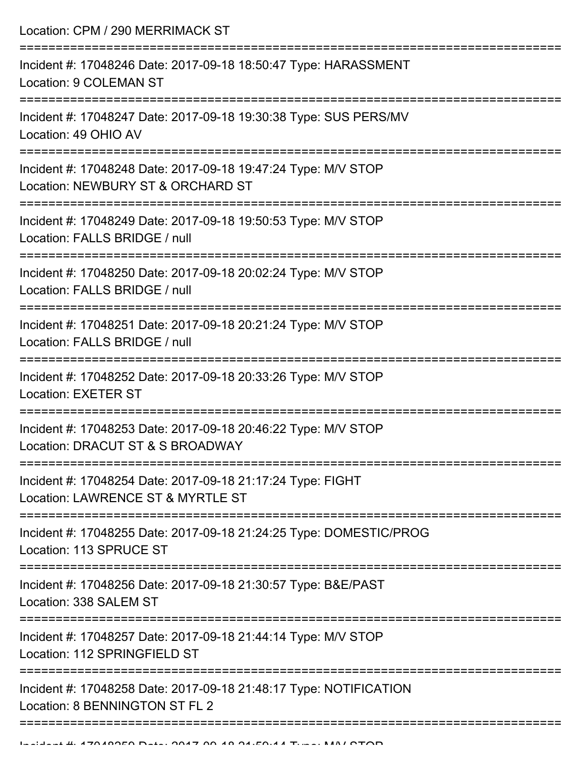Location: CPM / 290 MERRIMACK ST

===========================================================================

Incident #: 17048246 Date: 2017-09-18 18:50:47 Type: HARASSMENT
Location: 9 COLEMAN ST

===========================================================================

Incident #: 17048247 Date: 2017-09-18 19:30:38 Type: SUS PERS/MV
Location: 49 OHIO AV

===========================================================================

Incident #: 17048248 Date: 2017-09-18 19:47:24 Type: M/V STOP
Location: NEWBURY ST & ORCHARD ST

===========================================================================

Incident #: 17048249 Date: 2017-09-18 19:50:53 Type: M/V STOP
Location: FALLS BRIDGE / null

===========================================================================

Incident #: 17048250 Date: 2017-09-18 20:02:24 Type: M/V STOP
Location: FALLS BRIDGE / null

===========================================================================

Incident #: 17048251 Date: 2017-09-18 20:21:24 Type: M/V STOP
Location: FALLS BRIDGE / null

===========================================================================

Incident #: 17048252 Date: 2017-09-18 20:33:26 Type: M/V STOP
Location: EXETER ST

===========================================================================

Incident #: 17048253 Date: 2017-09-18 20:46:22 Type: M/V STOP
Location: DRACUT ST & S BROADWAY

===========================================================================

Incident #: 17048254 Date: 2017-09-18 21:17:24 Type: FIGHT
Location: LAWRENCE ST & MYRTLE ST

===========================================================================

Incident #: 17048255 Date: 2017-09-18 21:24:25 Type: DOMESTIC/PROG
Location: 113 SPRUCE ST

===========================================================================

Incident #: 17048256 Date: 2017-09-18 21:30:57 Type: B&E/PAST
Location: 338 SALEM ST

===========================================================================

Incident #: 17048257 Date: 2017-09-18 21:44:14 Type: M/V STOP
Location: 112 SPRINGFIELD ST

===========================================================================

Incident #: 17048258 Date: 2017-09-18 21:48:17 Type: NOTIFICATION
Location: 8 BENNINGTON ST FL 2

===========================================================================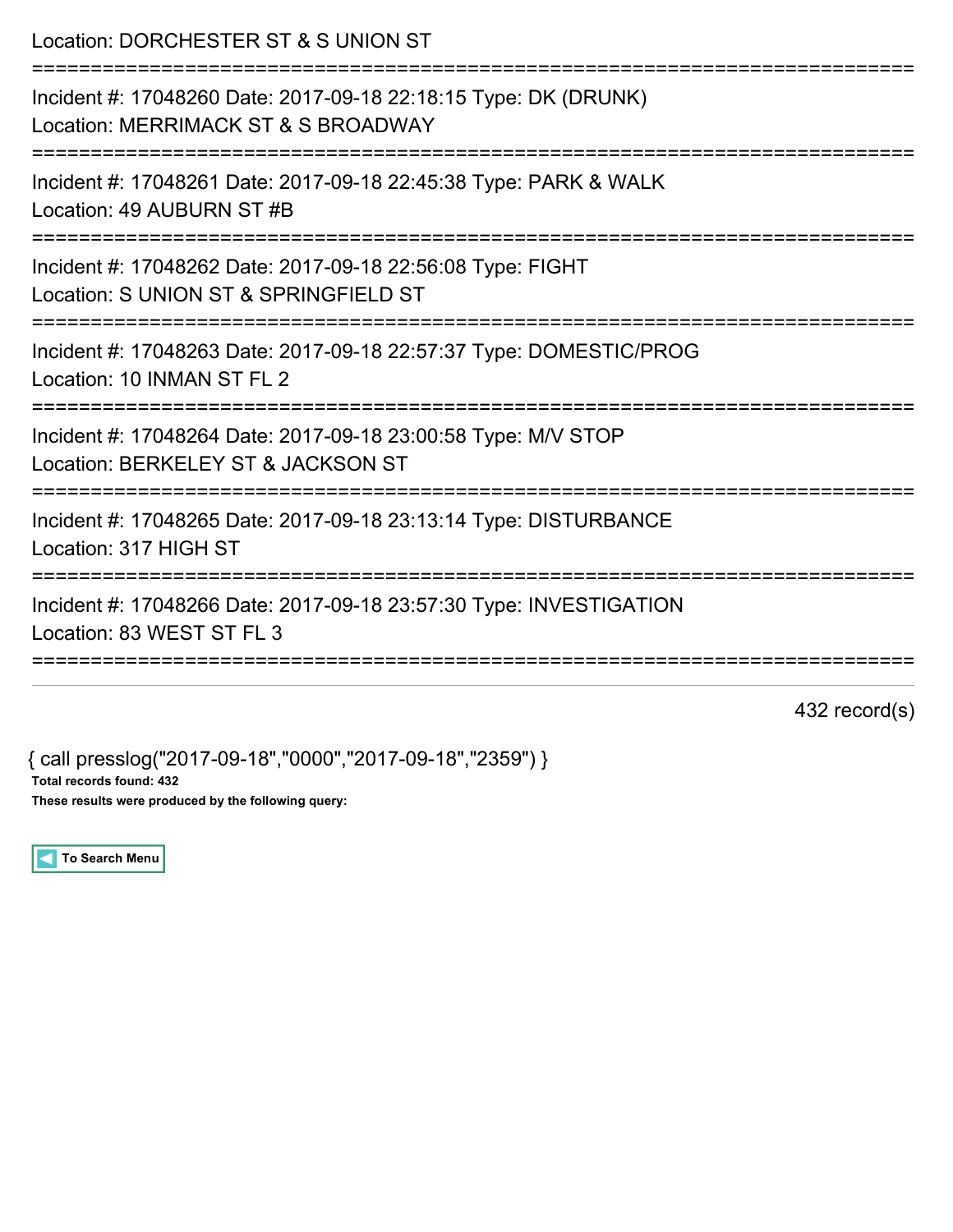Location: DORCHESTER ST & S UNION ST

===========================================================================

Incident #: 17048260 Date: 2017-09-18 22:18:15 Type: DK (DRUNK)
Location: MERRIMACK ST & S BROADWAY

===========================================================================

Incident #: 17048261 Date: 2017-09-18 22:45:38 Type: PARK & WALK
Location: 49 AUBURN ST #B

===========================================================================

Incident #: 17048262 Date: 2017-09-18 22:56:08 Type: FIGHT
Location: S UNION ST & SPRINGFIELD ST

===========================================================================

Incident #: 17048263 Date: 2017-09-18 22:57:37 Type: DOMESTIC/PROG
Location: 10 INMAN ST FL 2

===========================================================================

Incident #: 17048264 Date: 2017-09-18 23:00:58 Type: M/V STOP
Location: BERKELEY ST & JACKSON ST

===========================================================================

Incident #: 17048265 Date: 2017-09-18 23:13:14 Type: DISTURBANCE
Location: 317 HIGH ST

===========================================================================

Incident #: 17048266 Date: 2017-09-18 23:57:30 Type: INVESTIGATION
Location: 83 WEST ST FL 3

===========================================================================

432 record(s)

{ call presslog("2017-09-18","0000","2017-09-18","2359") }

**Total records found: 432**

**These results were produced by the following query:**

To Search Menu